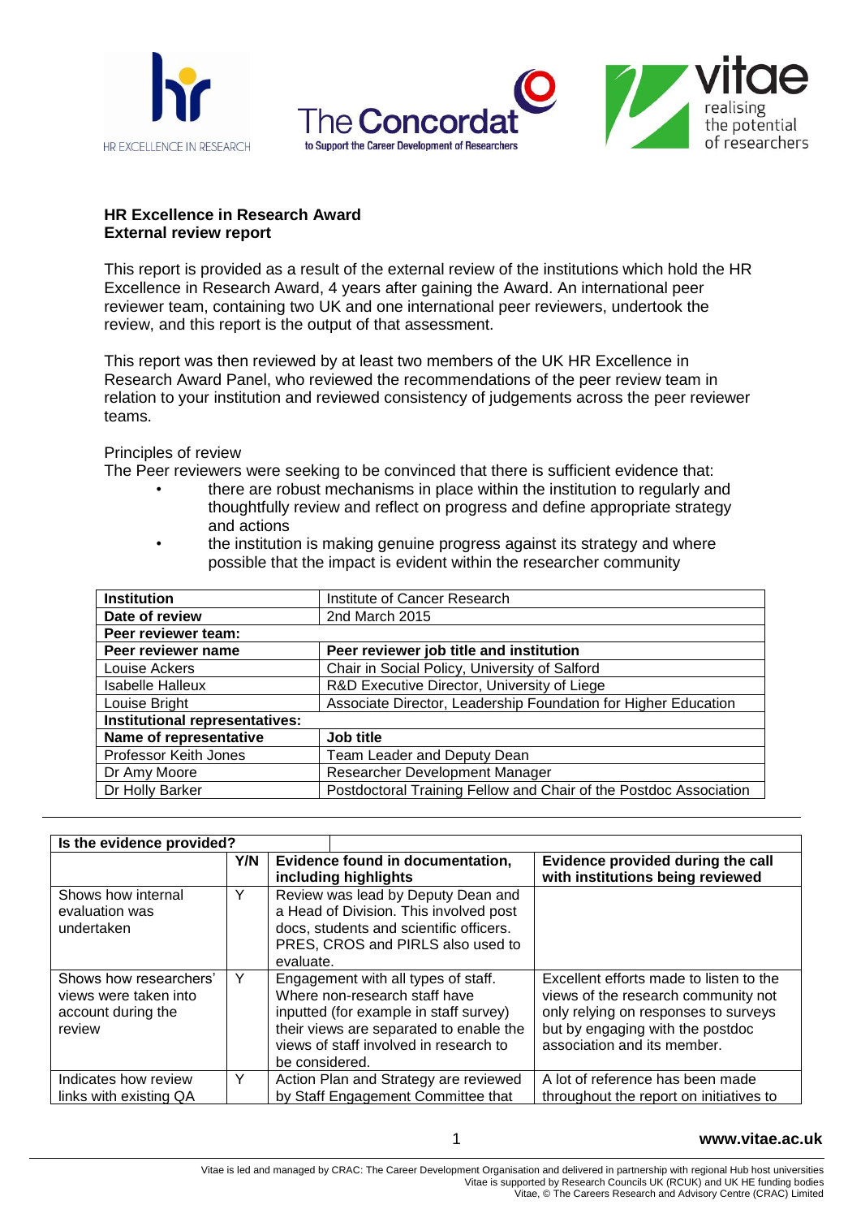**HR Excellence in Research Award**
**External review report**

This report is provided as a result of the external review of the institutions which hold the HR Excellence in Research Award, 4 years after gaining the Award. An international peer reviewer team, containing two UK and one international peer reviewers, undertook the review, and this report is the output of that assessment.

This report was then reviewed by at least two members of the UK HR Excellence in Research Award Panel, who reviewed the recommendations of the peer review team in relation to your institution and reviewed consistency of judgements across the peer reviewer teams.

Principles of review

The Peer reviewers were seeking to be convinced that there is sufficient evidence that:

- there are robust mechanisms in place within the institution to regularly and thoughtfully review and reflect on progress and define appropriate strategy and actions
- the institution is making genuine progress against its strategy and where possible that the impact is evident within the researcher community

| **Institution** | Institute of Cancer Research |
|---|---|
| **Date of review** | 2nd March 2015 |
| **Peer reviewer team:** | |
| **Peer reviewer name** | **Peer reviewer job title and institution** |
| Louise Ackers | Chair in Social Policy, University of Salford |
| Isabelle Halleux | R&D Executive Director, University of Liege |
| Louise Bright | Associate Director, Leadership Foundation for Higher Education |
| **Institutional representatives:** | |
| **Name of representative** | **Job title** |
| Professor Keith Jones | Team Leader and Deputy Dean |
| Dr Amy Moore | Researcher Development Manager |
| Dr Holly Barker | Postdoctoral Training Fellow and Chair of the Postdoc Association |

| **Is the evidence provided?** | | | |
|---|---|---|---|
| | **Y/N** | **Evidence found in documentation, including highlights** | **Evidence provided during the call with institutions being reviewed** |
| Shows how internal evaluation was undertaken | Y | Review was lead by Deputy Dean and a Head of Division. This involved post docs, students and scientific officers. PRES, CROS and PIRLS also used to evaluate. | |
| Shows how researchers' views were taken into account during the review | Y | Engagement with all types of staff. Where non-research staff have inputted (for example in staff survey) their views are separated to enable the views of staff involved in research to be considered. | Excellent efforts made to listen to the views of the research community not only relying on responses to surveys but by engaging with the postdoc association and its member. |
| Indicates how review links with existing QA | Y | Action Plan and Strategy are reviewed by Staff Engagement Committee that | A lot of reference has been made throughout the report on initiatives to |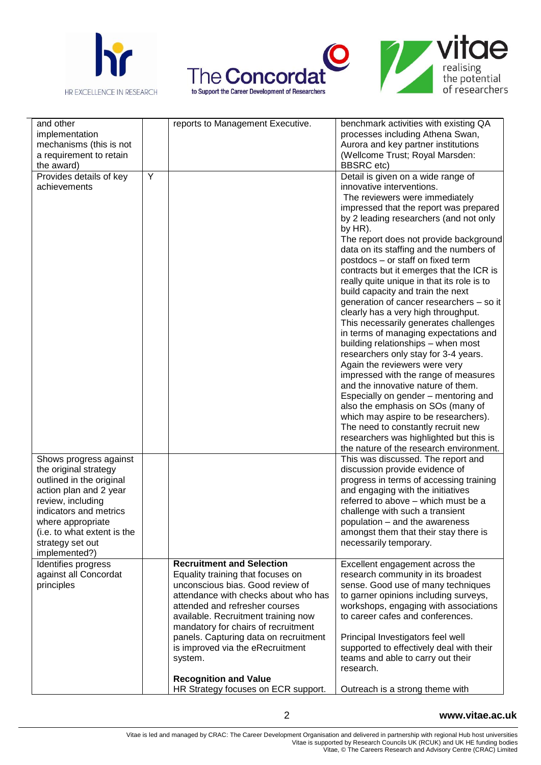| | | | |
|---|---|---|---|
| and other implementation mechanisms (this is not a requirement to retain the award) | | reports to Management Executive. | benchmark activities with existing QA processes including Athena Swan, Aurora and key partner institutions (Wellcome Trust; Royal Marsden: BBSRC etc) |
| Provides details of key achievements | Y | | Detail is given on a wide range of innovative interventions.<br>The reviewers were immediately impressed that the report was prepared by 2 leading researchers (and not only by HR).<br>The report does not provide background data on its staffing and the numbers of postdocs – or staff on fixed term contracts but it emerges that the ICR is really quite unique in that its role is to build capacity and train the next generation of cancer researchers – so it clearly has a very high throughput. This necessarily generates challenges in terms of managing expectations and building relationships – when most researchers only stay for 3-4 years.<br>Again the reviewers were very impressed with the range of measures and the innovative nature of them. Especially on gender – mentoring and also the emphasis on SOs (many of which may aspire to be researchers). The need to constantly recruit new researchers was highlighted but this is the nature of the research environment. |
| Shows progress against the original strategy outlined in the original action plan and 2 year review, including indicators and metrics where appropriate (i.e. to what extent is the strategy set out implemented?) | | | This was discussed. The report and discussion provide evidence of progress in terms of accessing training and engaging with the initiatives referred to above – which must be a challenge with such a transient population – and the awareness amongst them that their stay there is necessarily temporary. |
| Identifies progress against all Concordat principles | | **Recruitment and Selection**<br>Equality training that focuses on unconscious bias. Good review of attendance with checks about who has attended and refresher courses available. Recruitment training now mandatory for chairs of recruitment panels. Capturing data on recruitment is improved via the eRecruitment system.<br><br>**Recognition and Value**<br>HR Strategy focuses on ECR support. | Excellent engagement across the research community in its broadest sense. Good use of many techniques to garner opinions including surveys, workshops, engaging with associations to career cafes and conferences.<br><br>Principal Investigators feel well supported to effectively deal with their teams and able to carry out their research.<br><br>Outreach is a strong theme with |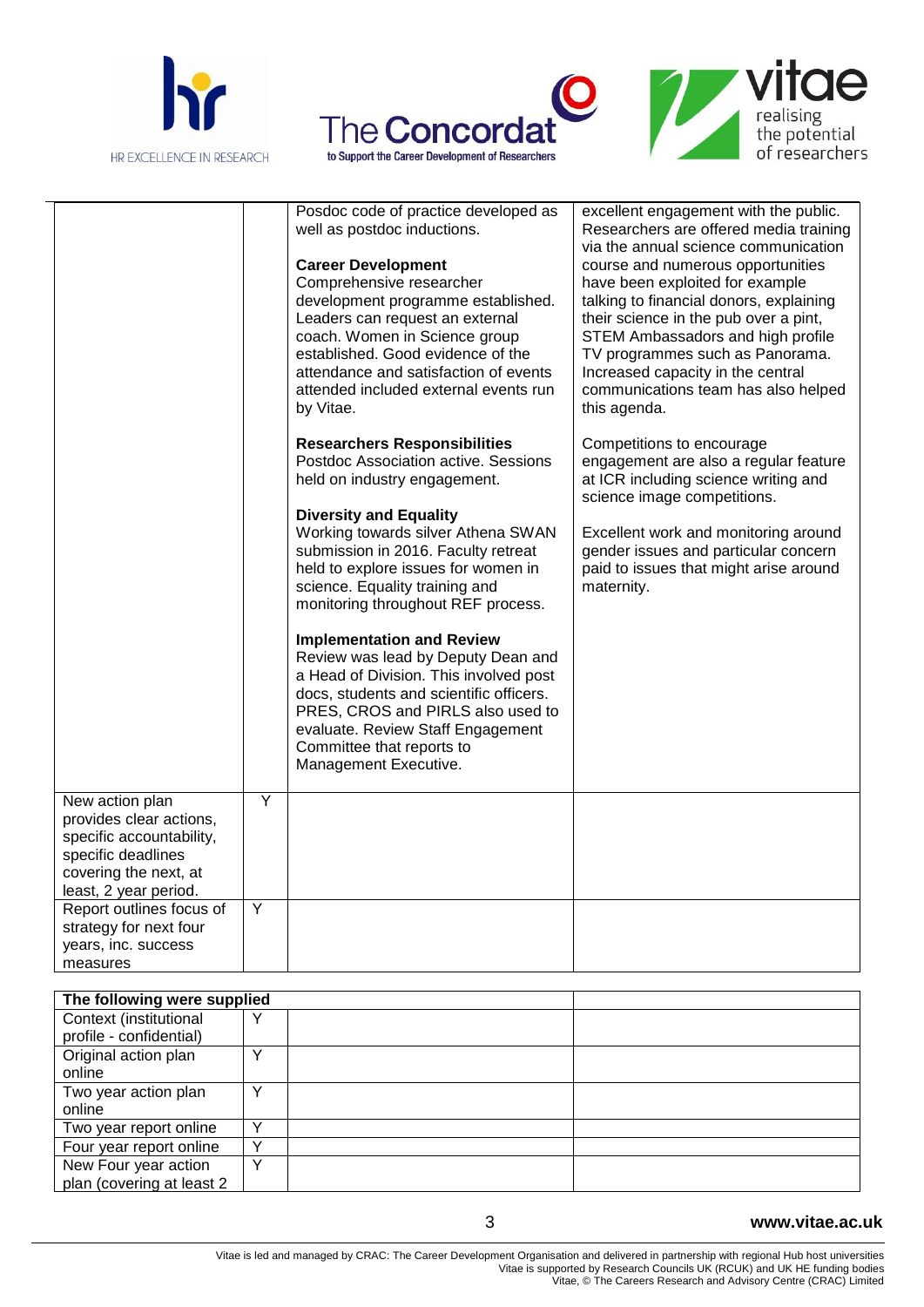| | | | |
|---|---|---|---|
| | | Posdoc code of practice developed as well as postdoc inductions.<br><br>**Career Development**<br>Comprehensive researcher development programme established. Leaders can request an external coach. Women in Science group established. Good evidence of the attendance and satisfaction of events attended included external events run by Vitae.<br><br>**Researchers Responsibilities**<br>Postdoc Association active. Sessions held on industry engagement.<br><br>**Diversity and Equality**<br>Working towards silver Athena SWAN submission in 2016. Faculty retreat held to explore issues for women in science. Equality training and monitoring throughout REF process.<br><br>**Implementation and Review**<br>Review was lead by Deputy Dean and a Head of Division. This involved post docs, students and scientific officers. PRES, CROS and PIRLS also used to evaluate. Review Staff Engagement Committee that reports to Management Executive. | excellent engagement with the public. Researchers are offered media training via the annual science communication course and numerous opportunities have been exploited for example talking to financial donors, explaining their science in the pub over a pint, STEM Ambassadors and high profile TV programmes such as Panorama. Increased capacity in the central communications team has also helped this agenda.<br><br>Competitions to encourage engagement are also a regular feature at ICR including science writing and science image competitions.<br><br>Excellent work and monitoring around gender issues and particular concern paid to issues that might arise around maternity. |
| New action plan provides clear actions, specific accountability, specific deadlines covering the next, at least, 2 year period. | Y | | |
| Report outlines focus of strategy for next four years, inc. success measures | Y | | |

| The following were supplied | | | |
|---|---|---|---|
| Context (institutional profile - confidential) | Y | | |
| Original action plan online | Y | | |
| Two year action plan online | Y | | |
| Two year report online | Y | | |
| Four year report online | Y | | |
| New Four year action plan (covering at least 2 | Y | | |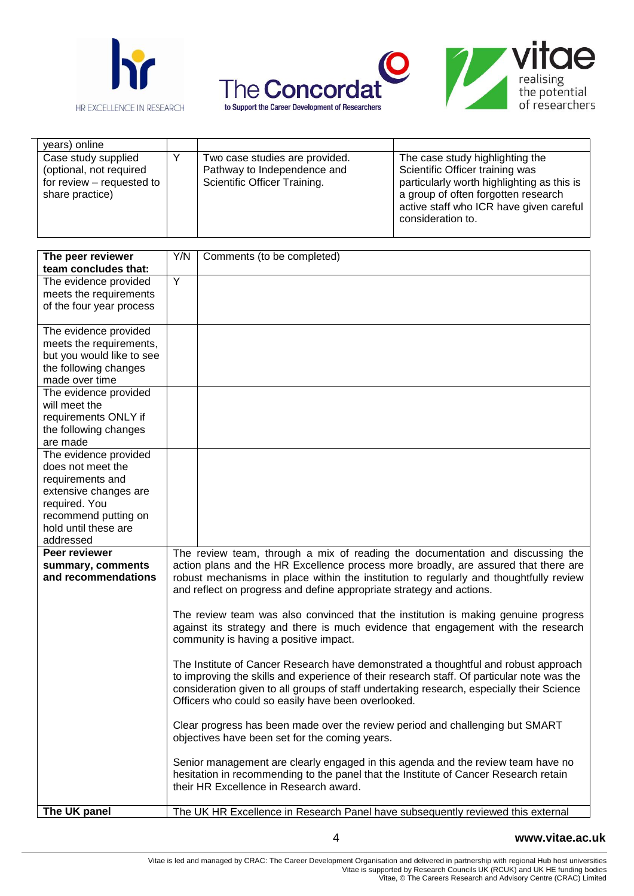| | | | |
|---|---|---|---|
| years) online | | | |
| Case study supplied (optional, not required for review – requested to share practice) | Y | Two case studies are provided. Pathway to Independence and Scientific Officer Training. | The case study highlighting the Scientific Officer training was particularly worth highlighting as this is a group of often forgotten research active staff who ICR have given careful consideration to. |

| The peer reviewer team concludes that: | Y/N | Comments (to be completed) |
|---|---|---|
| The evidence provided meets the requirements of the four year process | Y | |
| The evidence provided meets the requirements, but you would like to see the following changes made over time | | |
| The evidence provided will meet the requirements ONLY if the following changes are made | | |
| The evidence provided does not meet the requirements and extensive changes are required. You recommend putting on hold until these are addressed | | |
| **Peer reviewer summary, comments and recommendations** | The review team, through a mix of reading the documentation and discussing the action plans and the HR Excellence process more broadly, are assured that there are robust mechanisms in place within the institution to regularly and thoughtfully review and reflect on progress and define appropriate strategy and actions.<br><br>The review team was also convinced that the institution is making genuine progress against its strategy and there is much evidence that engagement with the research community is having a positive impact.<br><br>The Institute of Cancer Research have demonstrated a thoughtful and robust approach to improving the skills and experience of their research staff. Of particular note was the consideration given to all groups of staff undertaking research, especially their Science Officers who could so easily have been overlooked.<br><br>Clear progress has been made over the review period and challenging but SMART objectives have been set for the coming years.<br><br>Senior management are clearly engaged in this agenda and the review team have no hesitation in recommending to the panel that the Institute of Cancer Research retain their HR Excellence in Research award. | |
| **The UK panel** | The UK HR Excellence in Research Panel have subsequently reviewed this external | |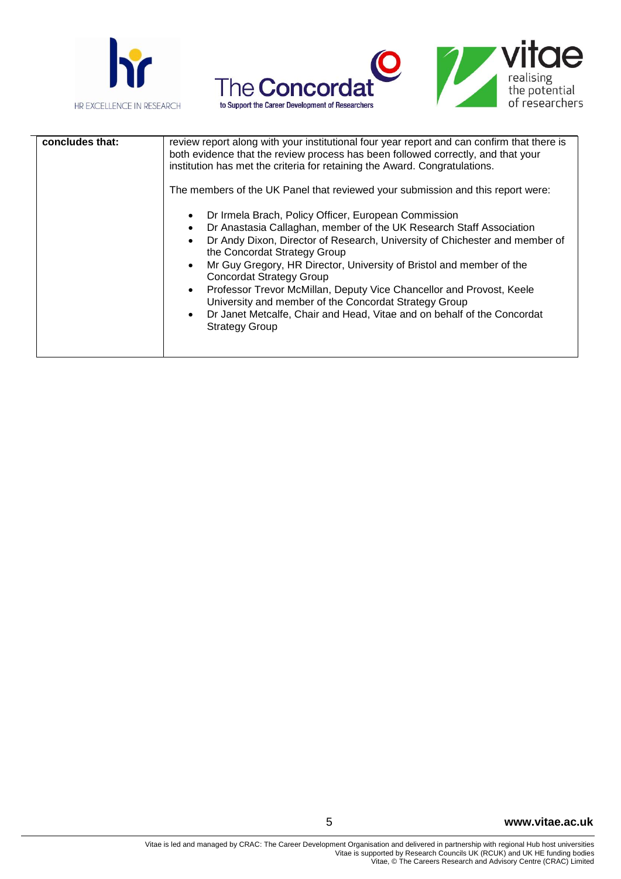| | |
|---|---|
| **concludes that:** | review report along with your institutional four year report and can confirm that there is both evidence that the review process has been followed correctly, and that your institution has met the criteria for retaining the Award. Congratulations.<br><br>The members of the UK Panel that reviewed your submission and this report were:<br><br>• Dr Irmela Brach, Policy Officer, European Commission<br>• Dr Anastasia Callaghan, member of the UK Research Staff Association<br>• Dr Andy Dixon, Director of Research, University of Chichester and member of the Concordat Strategy Group<br>• Mr Guy Gregory, HR Director, University of Bristol and member of the Concordat Strategy Group<br>• Professor Trevor McMillan, Deputy Vice Chancellor and Provost, Keele University and member of the Concordat Strategy Group<br>• Dr Janet Metcalfe, Chair and Head, Vitae and on behalf of the Concordat Strategy Group |